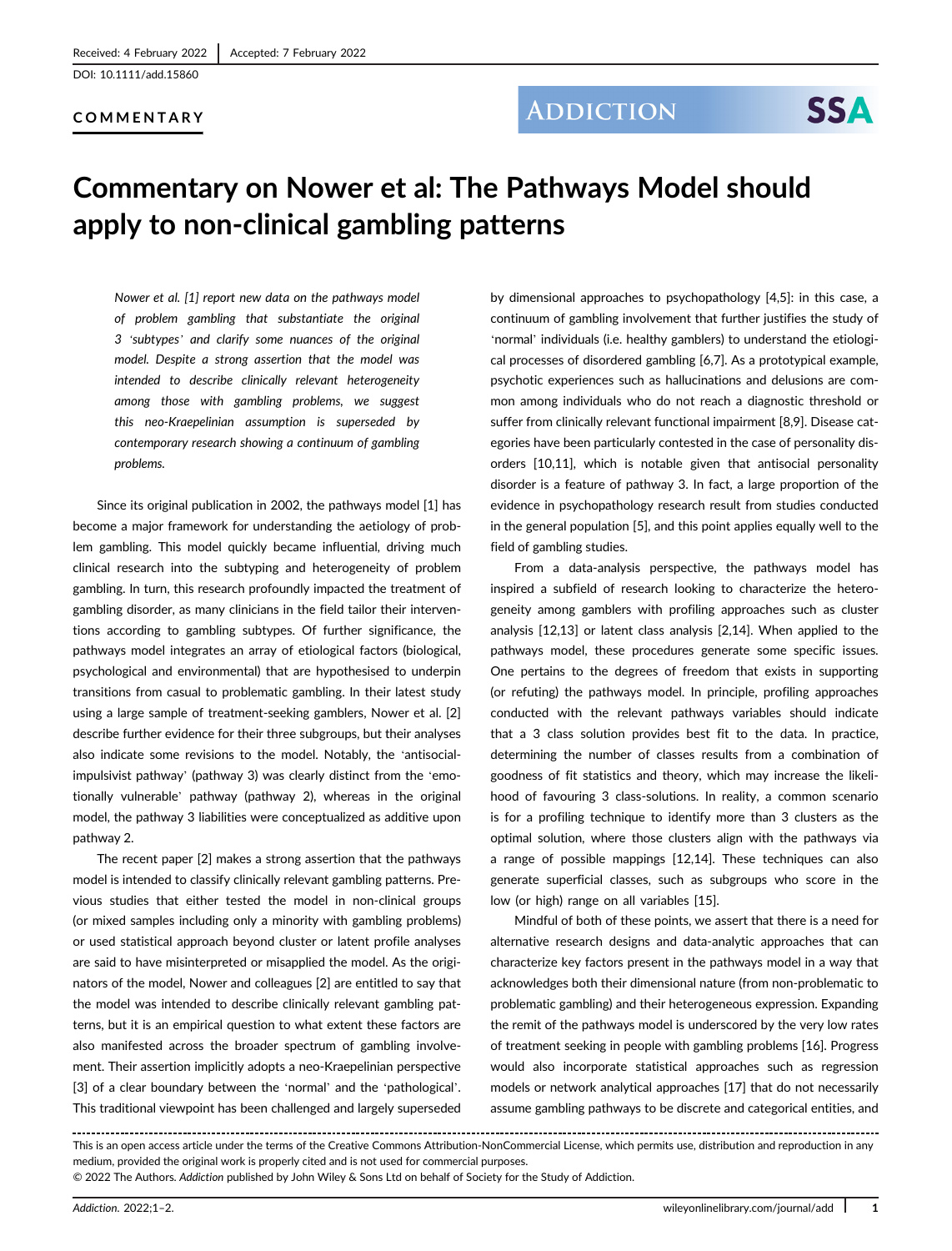Received: 4 February 2022 | Accepted: 7 February 2022

DOI: 10.1111/add.15860

**COMMENTARY**

# Commentary on Nower et al: The Pathways Model should apply to non-clinical gambling patterns

*Nower et al. [1] report new data on the pathways model of problem gambling that substantiate the original 3 'subtypes' and clarify some nuances of the original model. Despite a strong assertion that the model was intended to describe clinically relevant heterogeneity among those with gambling problems, we suggest this neo-Kraepelinian assumption is superseded by contemporary research showing a continuum of gambling problems.*

Since its original publication in 2002, the pathways model [1] has become a major framework for understanding the aetiology of problem gambling. This model quickly became influential, driving much clinical research into the subtyping and heterogeneity of problem gambling. In turn, this research profoundly impacted the treatment of gambling disorder, as many clinicians in the field tailor their interventions according to gambling subtypes. Of further significance, the pathways model integrates an array of etiological factors (biological, psychological and environmental) that are hypothesised to underpin transitions from casual to problematic gambling. In their latest study using a large sample of treatment-seeking gamblers, Nower et al. [2] describe further evidence for their three subgroups, but their analyses also indicate some revisions to the model. Notably, the 'antisocial-impulsivist pathway' (pathway 3) was clearly distinct from the 'emotionally vulnerable' pathway (pathway 2), whereas in the original model, the pathway 3 liabilities were conceptualized as additive upon pathway 2.

The recent paper [2] makes a strong assertion that the pathways model is intended to classify clinically relevant gambling patterns. Previous studies that either tested the model in non-clinical groups (or mixed samples including only a minority with gambling problems) or used statistical approach beyond cluster or latent profile analyses are said to have misinterpreted or misapplied the model. As the originators of the model, Nower and colleagues [2] are entitled to say that the model was intended to describe clinically relevant gambling patterns, but it is an empirical question to what extent these factors are also manifested across the broader spectrum of gambling involvement. Their assertion implicitly adopts a neo-Kraepelinian perspective [3] of a clear boundary between the 'normal' and the 'pathological'. This traditional viewpoint has been challenged and largely superseded by dimensional approaches to psychopathology [4,5]: in this case, a continuum of gambling involvement that further justifies the study of 'normal' individuals (i.e. healthy gamblers) to understand the etiological processes of disordered gambling [6,7]. As a prototypical example, psychotic experiences such as hallucinations and delusions are common among individuals who do not reach a diagnostic threshold or suffer from clinically relevant functional impairment [8,9]. Disease categories have been particularly contested in the case of personality disorders [10,11], which is notable given that antisocial personality disorder is a feature of pathway 3. In fact, a large proportion of the evidence in psychopathology research result from studies conducted in the general population [5], and this point applies equally well to the field of gambling studies.

From a data-analysis perspective, the pathways model has inspired a subfield of research looking to characterize the heterogeneity among gamblers with profiling approaches such as cluster analysis [12,13] or latent class analysis [2,14]. When applied to the pathways model, these procedures generate some specific issues. One pertains to the degrees of freedom that exists in supporting (or refuting) the pathways model. In principle, profiling approaches conducted with the relevant pathways variables should indicate that a 3 class solution provides best fit to the data. In practice, determining the number of classes results from a combination of goodness of fit statistics and theory, which may increase the likelihood of favouring 3 class-solutions. In reality, a common scenario is for a profiling technique to identify more than 3 clusters as the optimal solution, where those clusters align with the pathways via a range of possible mappings [12,14]. These techniques can also generate superficial classes, such as subgroups who score in the low (or high) range on all variables [15].

Mindful of both of these points, we assert that there is a need for alternative research designs and data-analytic approaches that can characterize key factors present in the pathways model in a way that acknowledges both their dimensional nature (from non-problematic to problematic gambling) and their heterogeneous expression. Expanding the remit of the pathways model is underscored by the very low rates of treatment seeking in people with gambling problems [16]. Progress would also incorporate statistical approaches such as regression models or network analytical approaches [17] that do not necessarily assume gambling pathways to be discrete and categorical entities, and

---

This is an open access article under the terms of the Creative Commons Attribution-NonCommercial License, which permits use, distribution and reproduction in any medium, provided the original work is properly cited and is not used for commercial purposes.

© 2022 The Authors. *Addiction* published by John Wiley & Sons Ltd on behalf of Society for the Study of Addiction.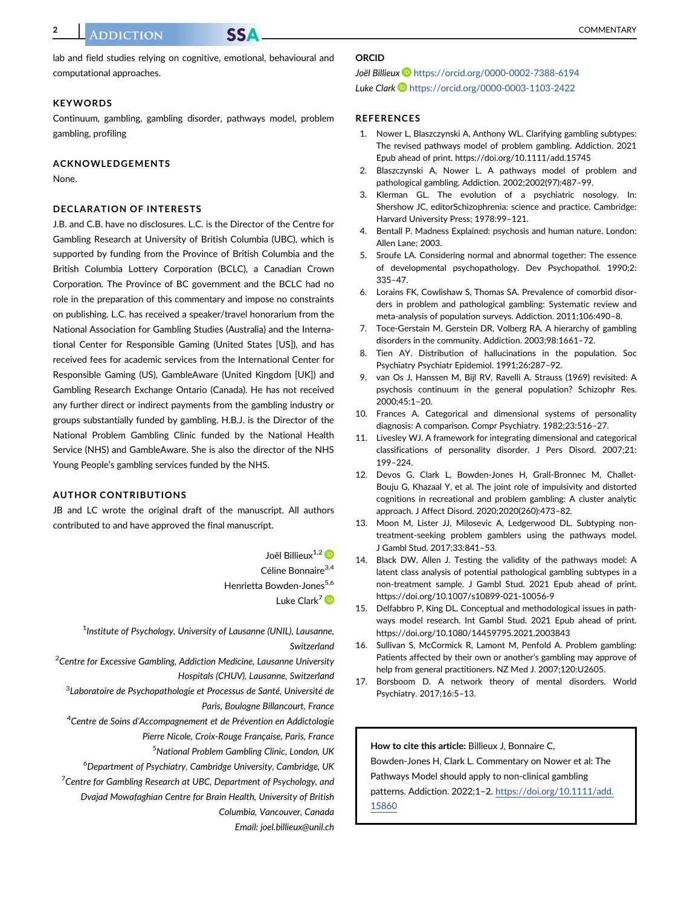lab and field studies relying on cognitive, emotional, behavioural and computational approaches.

### KEYWORDS

Continuum, gambling, gambling disorder, pathways model, problem gambling, profiling

### ACKNOWLEDGEMENTS

None.

### DECLARATION OF INTERESTS

J.B. and C.B. have no disclosures. L.C. is the Director of the Centre for Gambling Research at University of British Columbia (UBC), which is supported by funding from the Province of British Columbia and the British Columbia Lottery Corporation (BCLC), a Canadian Crown Corporation. The Province of BC government and the BCLC had no role in the preparation of this commentary and impose no constraints on publishing. L.C. has received a speaker/travel honorarium from the National Association for Gambling Studies (Australia) and the International Center for Responsible Gaming (United States [US]), and has received fees for academic services from the International Center for Responsible Gaming (US), GambleAware (United Kingdom [UK]) and Gambling Research Exchange Ontario (Canada). He has not received any further direct or indirect payments from the gambling industry or groups substantially funded by gambling. H.B.J. is the Director of the National Problem Gambling Clinic funded by the National Health Service (NHS) and GambleAware. She is also the director of the NHS Young People's gambling services funded by the NHS.

### AUTHOR CONTRIBUTIONS

JB and LC wrote the original draft of the manuscript. All authors contributed to and have approved the final manuscript.

Joël Billieux[1,2]
Céline Bonnaire[3,4]
Henrietta Bowden-Jones[5,6]
Luke Clark[7]

[1]*Institute of Psychology, University of Lausanne (UNIL), Lausanne, Switzerland*
[2]*Centre for Excessive Gambling, Addiction Medicine, Lausanne University Hospitals (CHUV), Lausanne, Switzerland*
[3]*Laboratoire de Psychopathologie et Processus de Santé, Université de Paris, Boulogne Billancourt, France*
[4]*Centre de Soins d'Accompagnement et de Prévention en Addictologie Pierre Nicole, Croix-Rouge Française, Paris, France*
[5]*National Problem Gambling Clinic, London, UK*
[6]*Department of Psychiatry, Cambridge University, Cambridge, UK*
[7]*Centre for Gambling Research at UBC, Department of Psychology, and Dvajad Mowafaghian Centre for Brain Health, University of British Columbia, Vancouver, Canada*
*Email: joel.billieux@unil.ch*

### ORCID

*Joël Billieux* https://orcid.org/0000-0002-7388-6194
*Luke Clark* https://orcid.org/0000-0003-1103-2422

### REFERENCES

1. Nower L, Blaszczynski A, Anthony WL. Clarifying gambling subtypes: The revised pathways model of problem gambling. Addiction. 2021 Epub ahead of print. https://doi.org/10.1111/add.15745
2. Blaszczynski A, Nower L. A pathways model of problem and pathological gambling. Addiction. 2002;2002(97):487–99.
3. Klerman GL. The evolution of a psychiatric nosology. In: Shershow JC, editorSchizophrenia: science and practice. Cambridge: Harvard University Press; 1978:99–121.
4. Bentall P. Madness Explained: psychosis and human nature. London: Allen Lane; 2003.
5. Sroufe LA. Considering normal and abnormal together: The essence of developmental psychopathology. Dev Psychopathol. 1990;2: 335–47.
6. Lorains FK, Cowlishaw S, Thomas SA. Prevalence of comorbid disorders in problem and pathological gambling: Systematic review and meta-analysis of population surveys. Addiction. 2011;106:490–8.
7. Toce-Gerstain M, Gerstein DR, Volberg RA. A hierarchy of gambling disorders in the community. Addiction. 2003;98:1661–72.
8. Tien AY. Distribution of hallucinations in the population. Soc Psychiatry Psychiatr Epidemiol. 1991;26:287–92.
9. van Os J, Hanssen M, Bijl RV, Ravelli A. Strauss (1969) revisited: A psychosis continuum in the general population? Schizophr Res. 2000;45:1–20.
10. Frances A. Categorical and dimensional systems of personality diagnosis: A comparison. Compr Psychiatry. 1982;23:516–27.
11. Livesley WJ. A framework for integrating dimensional and categorical classifications of personality disorder. J Pers Disord. 2007;21: 199–224.
12. Devos G, Clark L, Bowden-Jones H, Grall-Bronnec M, Challet-Bouju G, Khazaal Y, et al. The joint role of impulsivity and distorted cognitions in recreational and problem gambling: A cluster analytic approach. J Affect Disord. 2020;2020(260):473–82.
13. Moon M, Lister JJ, Milosevic A, Ledgerwood DL. Subtyping non-treatment-seeking problem gamblers using the pathways model. J Gambl Stud. 2017;33:841–53.
14. Black DW, Allen J. Testing the validity of the pathways model: A latent class analysis of potential pathological gambling subtypes in a non-treatment sample. J Gambl Stud. 2021 Epub ahead of print. https://doi.org/10.1007/s10899-021-10056-9
15. Delfabbro P, King DL. Conceptual and methodological issues in pathways model research. Int Gambl Stud. 2021 Epub ahead of print. https://doi.org/10.1080/14459795.2021.2003843
16. Sullivan S, McCormick R, Lamont M, Penfold A. Problem gambling: Patients affected by their own or another's gambling may approve of help from general practitioners. NZ Med J. 2007;120:U2605.
17. Borsboom D. A network theory of mental disorders. World Psychiatry. 2017;16:5–13.

**How to cite this article:** Billieux J, Bonnaire C, Bowden-Jones H, Clark L. Commentary on Nower et al: The Pathways Model should apply to non-clinical gambling patterns. Addiction. 2022;1–2. https://doi.org/10.1111/add.15860